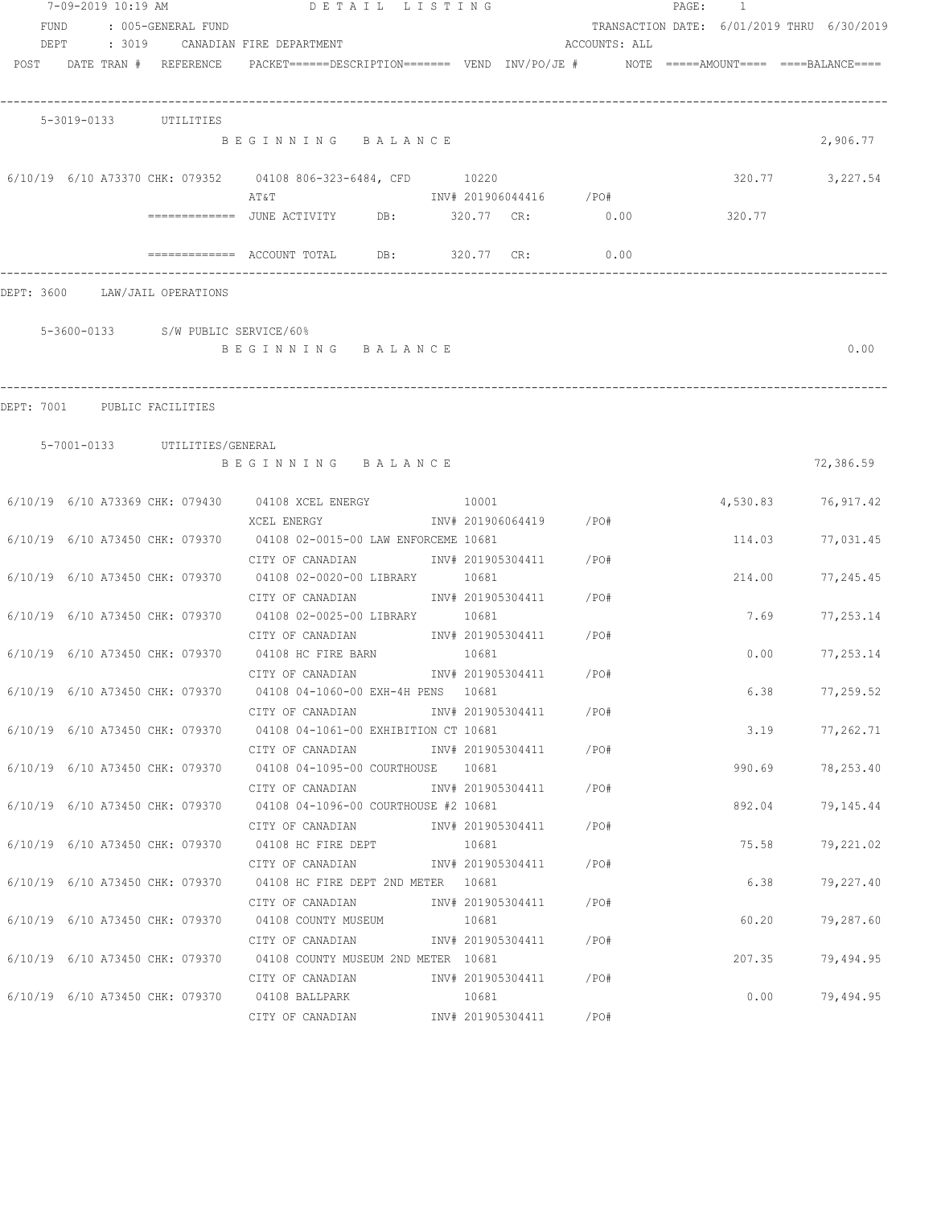7-09-2019 10:19 AM — DETAIL LISTING

FUND : 005-GENERAL FUND — TRANSACTION DATE: 6/01/2019 THRU 6/30/2019

DEPT : 3019 CANADIAN FIRE DEPARTMENT — ACCOUNTS: ALL

| POST | DATE | TRAN # | REFERENCE | PACKET======DESCRIPTION======= | VEND | INV/PO/JE # | NOTE | =====AMOUNT==== | ====BALANCE==== |
|---|---|---|---|---|---|---|---|---|---|

## 5-3019-0133 UTILITIES

| POST | DATE | TRAN # | REFERENCE | DESCRIPTION | VEND | INV/PO/JE # | AMOUNT | BALANCE |
|---|---|---|---|---|---|---|---|---|
| | | | | BEGINNING BALANCE | | | | 2,906.77 |
| 6/10/19 | 6/10 | A73370 | CHK: 079352 | 04108 806-323-6484, CFD / AT&T | 10220 | INV# 201906044416 /PO# | 320.77 | 3,227.54 |

============= JUNE ACTIVITY DB: 320.77 CR: 0.00 320.77

============= ACCOUNT TOTAL DB: 320.77 CR: 0.00

## DEPT: 3600 LAW/JAIL OPERATIONS

### 5-3600-0133 S/W PUBLIC SERVICE/60%

| | BALANCE |
|---|---|
| BEGINNING BALANCE | 0.00 |

## DEPT: 7001 PUBLIC FACILITIES

### 5-7001-0133 UTILITIES/GENERAL

| POST | DATE | TRAN # | REFERENCE | DESCRIPTION | VEND | INV/PO/JE # | AMOUNT | BALANCE |
|---|---|---|---|---|---|---|---|---|
| | | | | BEGINNING BALANCE | | | | 72,386.59 |
| 6/10/19 | 6/10 | A73369 | CHK: 079430 | 04108 XCEL ENERGY / XCEL ENERGY | 10001 | INV# 201906064419 /PO# | 4,530.83 | 76,917.42 |
| 6/10/19 | 6/10 | A73450 | CHK: 079370 | 04108 02-0015-00 LAW ENFORCEME / CITY OF CANADIAN | 10681 | INV# 201905304411 /PO# | 114.03 | 77,031.45 |
| 6/10/19 | 6/10 | A73450 | CHK: 079370 | 04108 02-0020-00 LIBRARY / CITY OF CANADIAN | 10681 | INV# 201905304411 /PO# | 214.00 | 77,245.45 |
| 6/10/19 | 6/10 | A73450 | CHK: 079370 | 04108 02-0025-00 LIBRARY / CITY OF CANADIAN | 10681 | INV# 201905304411 /PO# | 7.69 | 77,253.14 |
| 6/10/19 | 6/10 | A73450 | CHK: 079370 | 04108 HC FIRE BARN / CITY OF CANADIAN | 10681 | INV# 201905304411 /PO# | 0.00 | 77,253.14 |
| 6/10/19 | 6/10 | A73450 | CHK: 079370 | 04108 04-1060-00 EXH-4H PENS / CITY OF CANADIAN | 10681 | INV# 201905304411 /PO# | 6.38 | 77,259.52 |
| 6/10/19 | 6/10 | A73450 | CHK: 079370 | 04108 04-1061-00 EXHIBITION CT / CITY OF CANADIAN | 10681 | INV# 201905304411 /PO# | 3.19 | 77,262.71 |
| 6/10/19 | 6/10 | A73450 | CHK: 079370 | 04108 04-1095-00 COURTHOUSE / CITY OF CANADIAN | 10681 | INV# 201905304411 /PO# | 990.69 | 78,253.40 |
| 6/10/19 | 6/10 | A73450 | CHK: 079370 | 04108 04-1096-00 COURTHOUSE #2 / CITY OF CANADIAN | 10681 | INV# 201905304411 /PO# | 892.04 | 79,145.44 |
| 6/10/19 | 6/10 | A73450 | CHK: 079370 | 04108 HC FIRE DEPT / CITY OF CANADIAN | 10681 | INV# 201905304411 /PO# | 75.58 | 79,221.02 |
| 6/10/19 | 6/10 | A73450 | CHK: 079370 | 04108 HC FIRE DEPT 2ND METER / CITY OF CANADIAN | 10681 | INV# 201905304411 /PO# | 6.38 | 79,227.40 |
| 6/10/19 | 6/10 | A73450 | CHK: 079370 | 04108 COUNTY MUSEUM / CITY OF CANADIAN | 10681 | INV# 201905304411 /PO# | 60.20 | 79,287.60 |
| 6/10/19 | 6/10 | A73450 | CHK: 079370 | 04108 COUNTY MUSEUM 2ND METER / CITY OF CANADIAN | 10681 | INV# 201905304411 /PO# | 207.35 | 79,494.95 |
| 6/10/19 | 6/10 | A73450 | CHK: 079370 | 04108 BALLPARK / CITY OF CANADIAN | 10681 | INV# 201905304411 /PO# | 0.00 | 79,494.95 |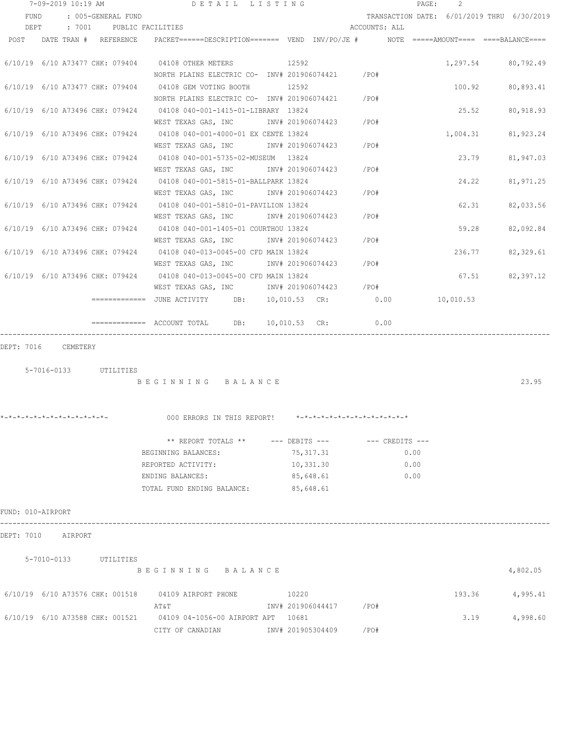7-09-2019 10:19 AM    D E T A I L   L I S T I N G

FUND : 005-GENERAL FUND    TRANSACTION DATE: 6/01/2019 THRU 6/30/2019

DEPT : 7001 PUBLIC FACILITIES    ACCOUNTS: ALL

| POST | DATE | TRAN # | REFERENCE | PACKET======DESCRIPTION======= | VEND | INV/PO/JE # | NOTE | =====AMOUNT==== | ====BALANCE==== |
|---|---|---|---|---|---|---|---|---|---|
| 6/10/19 | 6/10 | A73477 | CHK: 079404 | 04108 OTHER METERS | 12592 | | | 1,297.54 | 80,792.49 |
| | | | | NORTH PLAINS ELECTRIC CO- | | INV# 201906074421 | /PO# | | |
| 6/10/19 | 6/10 | A73477 | CHK: 079404 | 04108 GEM VOTING BOOTH | 12592 | | | 100.92 | 80,893.41 |
| | | | | NORTH PLAINS ELECTRIC CO- | | INV# 201906074421 | /PO# | | |
| 6/10/19 | 6/10 | A73496 | CHK: 079424 | 04108 040-001-1415-01-LIBRARY | 13824 | | | 25.52 | 80,918.93 |
| | | | | WEST TEXAS GAS, INC | | INV# 201906074423 | /PO# | | |
| 6/10/19 | 6/10 | A73496 | CHK: 079424 | 04108 040-001-4000-01 EX CENTE | 13824 | | | 1,004.31 | 81,923.24 |
| | | | | WEST TEXAS GAS, INC | | INV# 201906074423 | /PO# | | |
| 6/10/19 | 6/10 | A73496 | CHK: 079424 | 04108 040-001-5735-02-MUSEUM | 13824 | | | 23.79 | 81,947.03 |
| | | | | WEST TEXAS GAS, INC | | INV# 201906074423 | /PO# | | |
| 6/10/19 | 6/10 | A73496 | CHK: 079424 | 04108 040-001-5815-01-BALLPARK | 13824 | | | 24.22 | 81,971.25 |
| | | | | WEST TEXAS GAS, INC | | INV# 201906074423 | /PO# | | |
| 6/10/19 | 6/10 | A73496 | CHK: 079424 | 04108 040-001-5810-01-PAVILION | 13824 | | | 62.31 | 82,033.56 |
| | | | | WEST TEXAS GAS, INC | | INV# 201906074423 | /PO# | | |
| 6/10/19 | 6/10 | A73496 | CHK: 079424 | 04108 040-001-1405-01 COURTHOU | 13824 | | | 59.28 | 82,092.84 |
| | | | | WEST TEXAS GAS, INC | | INV# 201906074423 | /PO# | | |
| 6/10/19 | 6/10 | A73496 | CHK: 079424 | 04108 040-013-0045-00 CFD MAIN | 13824 | | | 236.77 | 82,329.61 |
| | | | | WEST TEXAS GAS, INC | | INV# 201906074423 | /PO# | | |
| 6/10/19 | 6/10 | A73496 | CHK: 079424 | 04108 040-013-0045-00 CFD MAIN | 13824 | | | 67.51 | 82,397.12 |
| | | | | WEST TEXAS GAS, INC | | INV# 201906074423 | /PO# | | |

============= JUNE ACTIVITY    DB: 10,010.53   CR: 0.00    10,010.53

============= ACCOUNT TOTAL    DB: 10,010.53   CR: 0.00

---

DEPT: 7016 CEMETERY

5-7016-0133 UTILITIES

B E G I N N I N G   B A L A N C E    23.95

*-*-*-*-*-*-*-*-*-*-*-*-*-    000 ERRORS IN THIS REPORT!    *-*-*-*-*-*-*-*-*-*-*-*-*-*

| ** REPORT TOTALS ** | --- DEBITS --- | --- CREDITS --- |
|---|---|---|
| BEGINNING BALANCES: | 75,317.31 | 0.00 |
| REPORTED ACTIVITY: | 10,331.30 | 0.00 |
| ENDING BALANCES: | 85,648.61 | 0.00 |
| TOTAL FUND ENDING BALANCE: | 85,648.61 | |

FUND: 010-AIRPORT

---

DEPT: 7010 AIRPORT

5-7010-0133 UTILITIES

B E G I N N I N G   B A L A N C E    4,802.05

| POST | DATE | TRAN # | REFERENCE | PACKET======DESCRIPTION======= | VEND | INV/PO/JE # | NOTE | =====AMOUNT==== | ====BALANCE==== |
|---|---|---|---|---|---|---|---|---|---|
| 6/10/19 | 6/10 | A73576 | CHK: 001518 | 04109 AIRPORT PHONE | 10220 | | | 193.36 | 4,995.41 |
| | | | | AT&T | | INV# 201906044417 | /PO# | | |
| 6/10/19 | 6/10 | A73588 | CHK: 001521 | 04109 04-1056-00 AIRPORT APT | 10681 | | | 3.19 | 4,998.60 |
| | | | | CITY OF CANADIAN | | INV# 201905304409 | /PO# | | |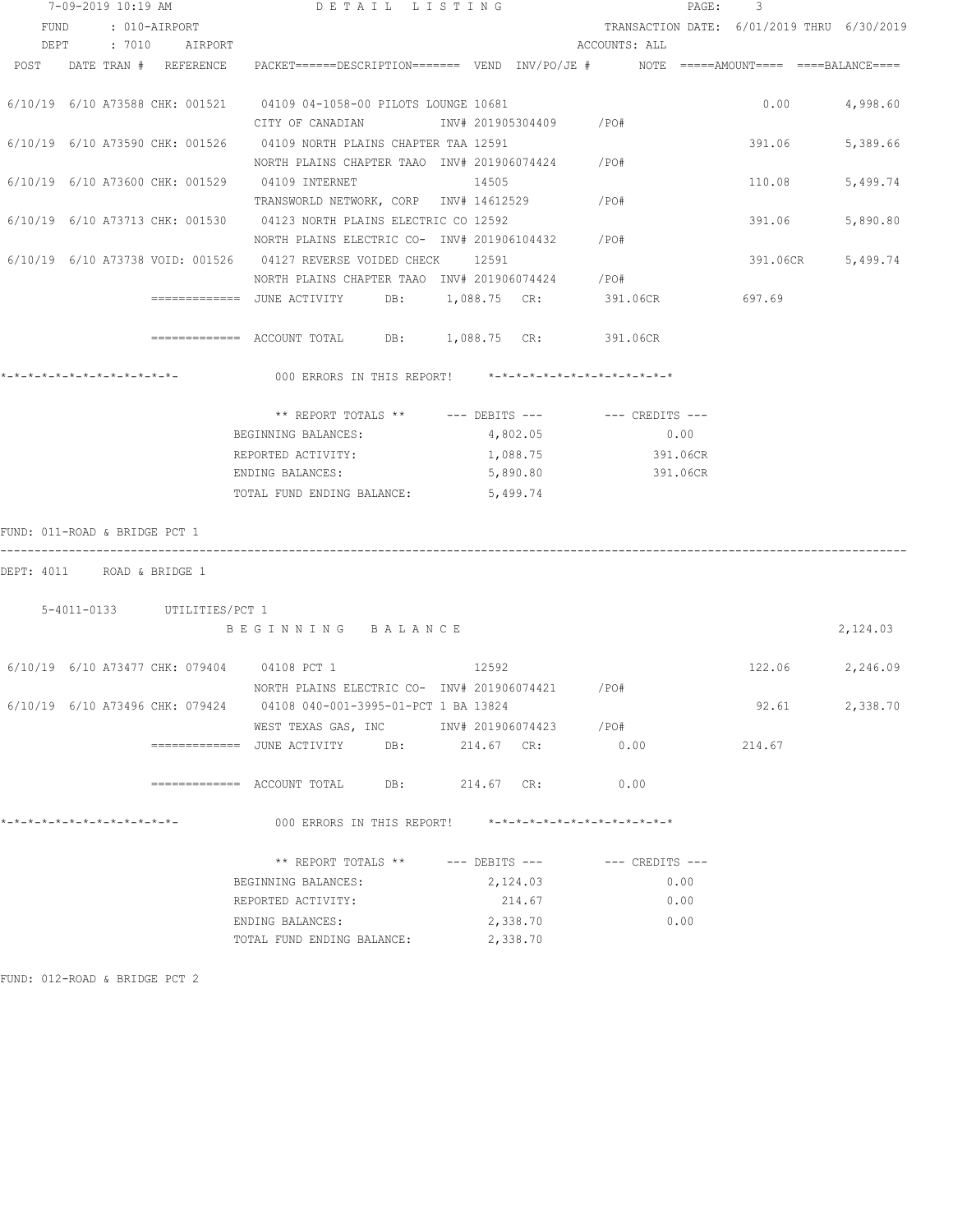7-09-2019 10:19 AM DETAIL LISTING

FUND : 010-AIRPORT TRANSACTION DATE: 6/01/2019 THRU 6/30/2019

DEPT : 7010 AIRPORT ACCOUNTS: ALL

```
POST    DATE TRAN #  REFERENCE    PACKET======DESCRIPTION======= VEND  INV/PO/JE #       NOTE  =====AMOUNT==== ====BALANCE====

6/10/19  6/10 A73588 CHK: 001521    04109 04-1058-00 PILOTS LOUNGE 10681                                   0.00        4,998.60
                                    CITY OF CANADIAN           INV# 201905304409      /PO#
6/10/19  6/10 A73590 CHK: 001526    04109 NORTH PLAINS CHAPTER TAA 12591                                 391.06        5,389.66
                                    NORTH PLAINS CHAPTER TAAO  INV# 201906074424      /PO#
6/10/19  6/10 A73600 CHK: 001529    04109 INTERNET                 14505                                 110.08        5,499.74
                                    TRANSWORLD NETWORK, CORP   INV# 14612529          /PO#
6/10/19  6/10 A73713 CHK: 001530    04123 NORTH PLAINS ELECTRIC CO 12592                                 391.06        5,890.80
                                    NORTH PLAINS ELECTRIC CO-  INV# 201906104432      /PO#
6/10/19  6/10 A73738 VOID: 001526   04127 REVERSE VOIDED CHECK     12591                                 391.06CR      5,499.74
                                    NORTH PLAINS CHAPTER TAAO  INV# 201906074424      /PO#
                    =============   JUNE ACTIVITY      DB:      1,088.75  CR:         391.06CR            697.69

                    =============   ACCOUNT TOTAL      DB:      1,088.75  CR:         391.06CR

*-*-*-*-*-*-*-*-*-*-*-*-*-           000 ERRORS IN THIS REPORT!    *-*-*-*-*-*-*-*-*-*-*-*-*-*

                                    ** REPORT TOTALS **       --- DEBITS ---        --- CREDITS ---
                                    BEGINNING BALANCES:            4,802.05                 0.00
                                    REPORTED ACTIVITY:             1,088.75               391.06CR
                                    ENDING BALANCES:               5,890.80               391.06CR
                                    TOTAL FUND ENDING BALANCE:     5,499.74
```

FUND: 011-ROAD & BRIDGE PCT 1

DEPT: 4011 ROAD & BRIDGE 1

```
    5-4011-0133       UTILITIES/PCT 1
                                    B E G I N N I N G    B A L A N C E                                                 2,124.03

6/10/19  6/10 A73477 CHK: 079404    04108 PCT 1                    12592                                 122.06        2,246.09
                                    NORTH PLAINS ELECTRIC CO-  INV# 201906074421      /PO#
6/10/19  6/10 A73496 CHK: 079424    04108 040-001-3995-01-PCT 1 BA 13824                                  92.61        2,338.70
                                    WEST TEXAS GAS, INC        INV# 201906074423      /PO#
                    =============   JUNE ACTIVITY      DB:        214.67  CR:            0.00             214.67

                    =============   ACCOUNT TOTAL      DB:        214.67  CR:            0.00

*-*-*-*-*-*-*-*-*-*-*-*-*-           000 ERRORS IN THIS REPORT!    *-*-*-*-*-*-*-*-*-*-*-*-*-*

                                    ** REPORT TOTALS **       --- DEBITS ---        --- CREDITS ---
                                    BEGINNING BALANCES:            2,124.03                 0.00
                                    REPORTED ACTIVITY:               214.67                 0.00
                                    ENDING BALANCES:               2,338.70                 0.00
                                    TOTAL FUND ENDING BALANCE:     2,338.70
```

FUND: 012-ROAD & BRIDGE PCT 2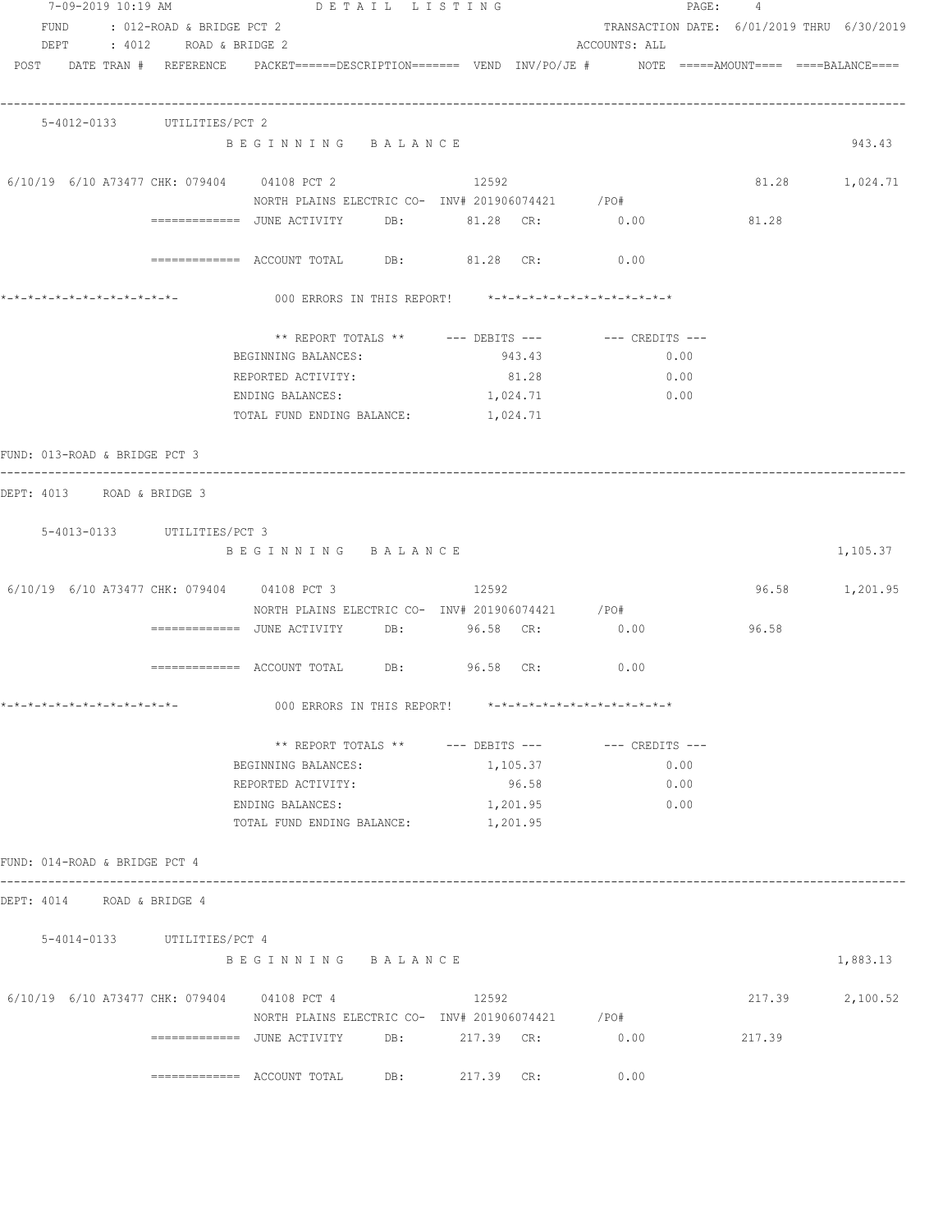```
7-09-2019 10:19 AM                    D E T A I L   L I S T I N G                              PAGE:    4
  FUND      : 012-ROAD & BRIDGE PCT 2                                          TRANSACTION DATE: 6/01/2019 THRU  6/30/2019
  DEPT      : 4012    ROAD & BRIDGE 2                                          ACCOUNTS: ALL
 POST    DATE TRAN #  REFERENCE    PACKET======DESCRIPTION=======  VEND  INV/PO/JE #      NOTE  =====AMOUNT====  ====BALANCE====

-----------------------------------------------------------------------------------------------------------------------------------
    5-4012-0133        UTILITIES/PCT 2
                          B E G I N N I N G    B A L A N C E                                                              943.43

 6/10/19  6/10 A73477 CHK: 079404    04108 PCT 2                12592                                          81.28      1,024.71
                          NORTH PLAINS ELECTRIC CO-  INV# 201906074421      /PO#
                 =============  JUNE ACTIVITY      DB:          81.28  CR:           0.00                81.28

                 =============  ACCOUNT TOTAL      DB:          81.28  CR:           0.00

*-*-*-*-*-*-*-*-*-*-*-*-*-             000 ERRORS IN THIS REPORT!     *-*-*-*-*-*-*-*-*-*-*-*-*-*

                              ** REPORT TOTALS **      --- DEBITS ---          --- CREDITS ---
                          BEGINNING BALANCES:                    943.43                   0.00
                          REPORTED ACTIVITY:                      81.28                   0.00
                          ENDING BALANCES:                     1,024.71                   0.00
                          TOTAL FUND ENDING BALANCE:           1,024.71

FUND: 013-ROAD & BRIDGE PCT 3
-----------------------------------------------------------------------------------------------------------------------------------
DEPT: 4013    ROAD & BRIDGE 3

    5-4013-0133        UTILITIES/PCT 3
                          B E G I N N I N G    B A L A N C E                                                            1,105.37

 6/10/19  6/10 A73477 CHK: 079404    04108 PCT 3                12592                                          96.58      1,201.95
                          NORTH PLAINS ELECTRIC CO-  INV# 201906074421      /PO#
                 =============  JUNE ACTIVITY      DB:          96.58  CR:           0.00                96.58

                 =============  ACCOUNT TOTAL      DB:          96.58  CR:           0.00

*-*-*-*-*-*-*-*-*-*-*-*-*-             000 ERRORS IN THIS REPORT!     *-*-*-*-*-*-*-*-*-*-*-*-*-*

                              ** REPORT TOTALS **      --- DEBITS ---          --- CREDITS ---
                          BEGINNING BALANCES:                  1,105.37                   0.00
                          REPORTED ACTIVITY:                      96.58                   0.00
                          ENDING BALANCES:                     1,201.95                   0.00
                          TOTAL FUND ENDING BALANCE:           1,201.95

FUND: 014-ROAD & BRIDGE PCT 4
-----------------------------------------------------------------------------------------------------------------------------------
DEPT: 4014    ROAD & BRIDGE 4

    5-4014-0133        UTILITIES/PCT 4
                          B E G I N N I N G    B A L A N C E                                                            1,883.13

 6/10/19  6/10 A73477 CHK: 079404    04108 PCT 4                12592                                         217.39      2,100.52
                          NORTH PLAINS ELECTRIC CO-  INV# 201906074421      /PO#
                 =============  JUNE ACTIVITY      DB:         217.39  CR:           0.00               217.39

                 =============  ACCOUNT TOTAL      DB:         217.39  CR:           0.00
```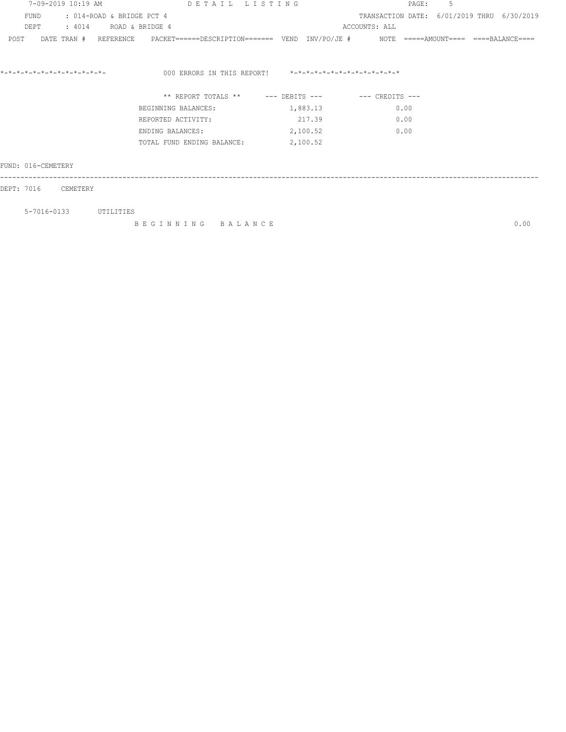7-09-2019 10:19 AM DETAIL LISTING

FUND : 014-ROAD & BRIDGE PCT 4 TRANSACTION DATE: 6/01/2019 THRU 6/30/2019

DEPT : 4014 ROAD & BRIDGE 4 ACCOUNTS: ALL

POST DATE TRAN # REFERENCE PACKET======DESCRIPTION======= VEND INV/PO/JE # NOTE =====AMOUNT==== ====BALANCE====

*-*-*-*-*-*-*-*-*-*-*-*-*-*- 000 ERRORS IN THIS REPORT! *-*-*-*-*-*-*-*-*-*-*-*-*-*

| ** REPORT TOTALS ** | --- DEBITS --- | --- CREDITS --- |
|---|---|---|
| BEGINNING BALANCES: | 1,883.13 | 0.00 |
| REPORTED ACTIVITY: | 217.39 | 0.00 |
| ENDING BALANCES: | 2,100.52 | 0.00 |
| TOTAL FUND ENDING BALANCE: | 2,100.52 | |

FUND: 016-CEMETERY

DEPT: 7016 CEMETERY

5-7016-0133 UTILITIES

BEGINNING BALANCE 0.00